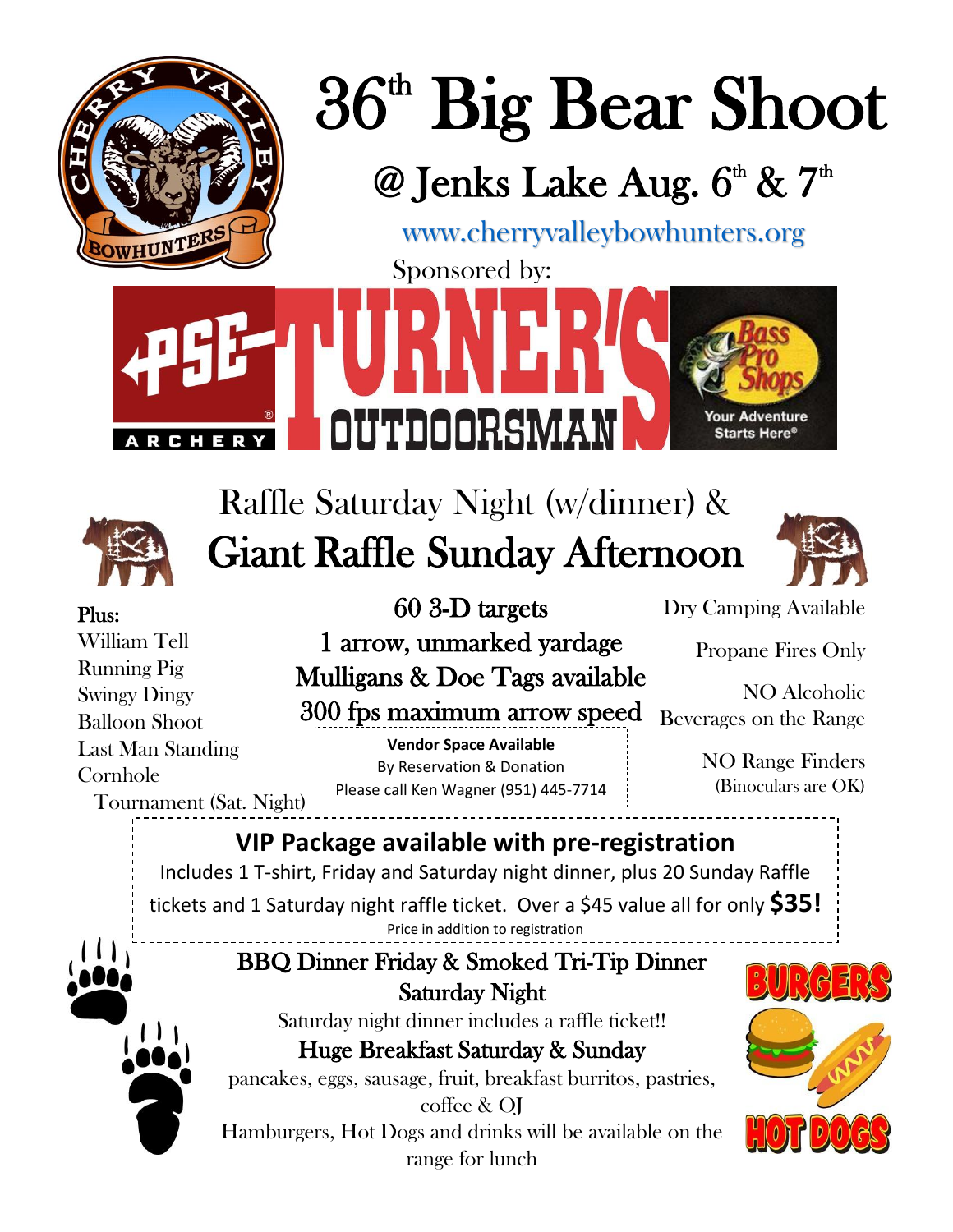# 36th Big Bear Shoot

## @ Jenks Lake Aug. 6th & 7th

www.cherryvalleybowhunters.org

Sponsored by:

## Raffle Saturday Night (w/dinner) &

## Giant Raffle Sunday Afternoon

**Plus:**

- William Tell
- Running Pig
- Swingy Dingy
- Balloon Shoot
- Last Man Standing
- Cornhole Tournament (Sat. Night)

60 3-D targets

1 arrow, unmarked yardage

Mulligans & Doe Tags available

300 fps maximum arrow speed

**Vendor Space Available**

By Reservation & Donation

Please call Ken Wagner (951) 445-7714

Dry Camping Available

Propane Fires Only

NO Alcoholic Beverages on the Range

NO Range Finders (Binoculars are OK)

### VIP Package available with pre-registration

Includes 1 T-shirt, Friday and Saturday night dinner, plus 20 Sunday Raffle tickets and 1 Saturday night raffle ticket. Over a $45 value all for only **$35!**

Price in addition to registration

### BBQ Dinner Friday & Smoked Tri-Tip Dinner Saturday Night

Saturday night dinner includes a raffle ticket!!

### Huge Breakfast Saturday & Sunday

pancakes, eggs, sausage, fruit, breakfast burritos, pastries, coffee & OJ

Hamburgers, Hot Dogs and drinks will be available on the range for lunch

BURGERS

HOT DOGS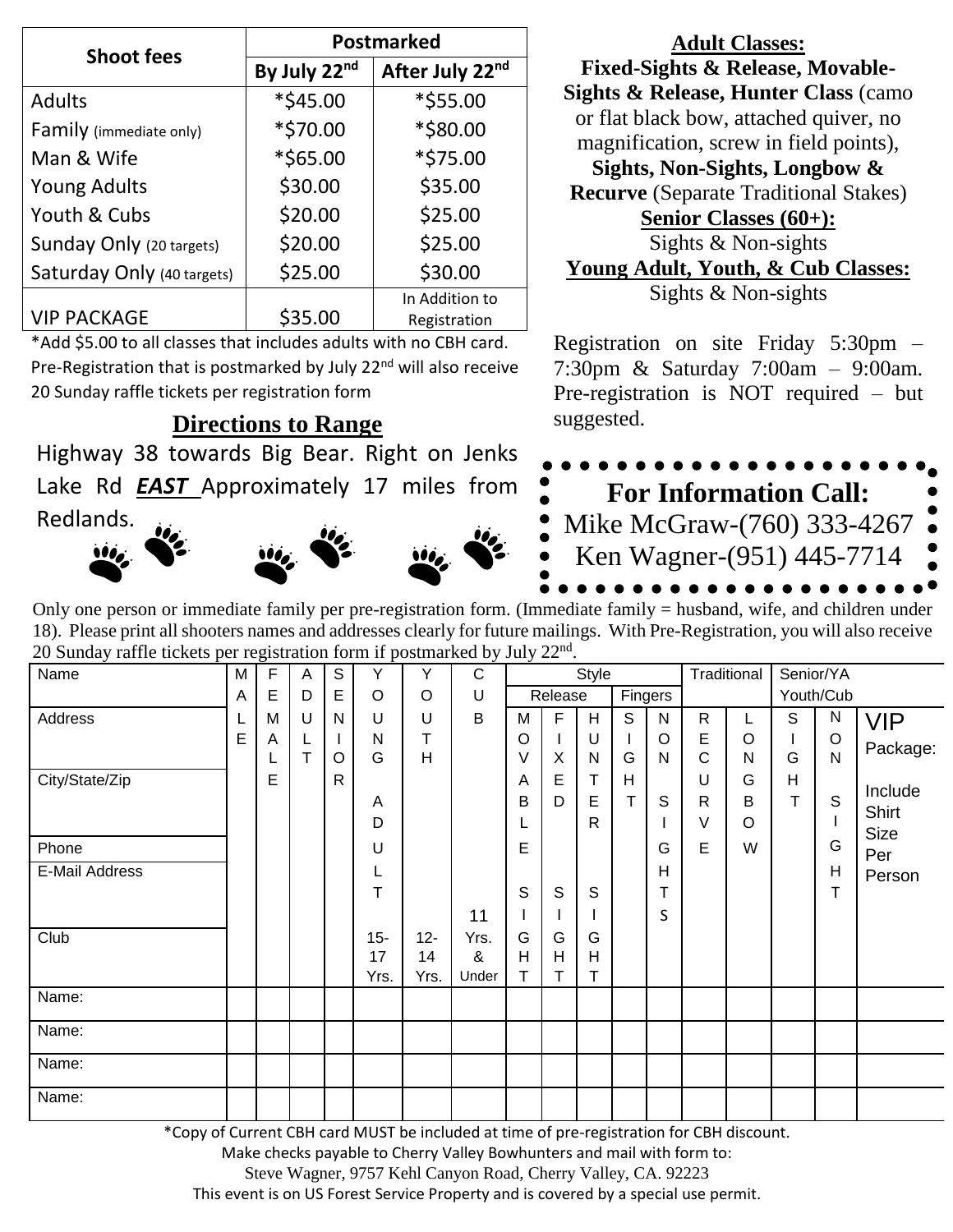| Shoot fees | Postmarked | |
|---|---|---|
| | By July 22nd | After July 22nd |
| Adults | *$45.00 | *$55.00 |
| Family (immediate only) | *$70.00 | *$80.00 |
| Man & Wife | *$65.00 | *$75.00 |
| Young Adults | $30.00 | $35.00 |
| Youth & Cubs | $20.00 | $25.00 |
| Sunday Only (20 targets) | $20.00 | $25.00 |
| Saturday Only (40 targets) | $25.00 | $30.00 |
| VIP PACKAGE | $35.00 | In Addition to Registration |

*Add $5.00 to all classes that includes adults with no CBH card. Pre-Registration that is postmarked by July 22nd will also receive 20 Sunday raffle tickets per registration form

## Directions to Range

Highway 38 towards Big Bear. Right on Jenks Lake Rd ***EAST*** Approximately 17 miles from Redlands.

**Adult Classes:**
**Fixed-Sights & Release, Movable-Sights & Release, Hunter Class** (camo or flat black bow, attached quiver, no magnification, screw in field points), **Sights, Non-Sights, Longbow & Recurve** (Separate Traditional Stakes)

**Senior Classes (60+):**
Sights & Non-sights

**Young Adult, Youth, & Cub Classes:**
Sights & Non-sights

Registration on site Friday 5:30pm – 7:30pm & Saturday 7:00am – 9:00am. Pre-registration is NOT required – but suggested.

**For Information Call:**
Mike McGraw-(760) 333-4267
Ken Wagner-(951) 445-7714

Only one person or immediate family per pre-registration form. (Immediate family = husband, wife, and children under 18). Please print all shooters names and addresses clearly for future mailings. With Pre-Registration, you will also receive 20 Sunday raffle tickets per registration form if postmarked by July 22nd.

| Name / Address / City/State/Zip / Phone / E-Mail Address / Club | MALE | FEMALE | ADULT | SENIOR | YOUNG ADULT 15-17 Yrs. | YOUTH 12-14 Yrs. | CUB 11 Yrs. & Under | Style: Release MOVABLE SIGHT | Style: Release FIXED SIGHT | Style: Release HUNTER SIGHT | Style: Fingers SIGHT | Style: Fingers NON SIGHTS | Traditional RECURVE | Traditional LONGBOW | Senior/YA Youth/Cub SIGHT | Senior/YA Youth/Cub NON SIGHT | VIP Package: Include Shirt Size Per Person |
|---|---|---|---|---|---|---|---|---|---|---|---|---|---|---|---|---|---|
| Name: | | | | | | | | | | | | | | | | | |
| Name: | | | | | | | | | | | | | | | | | |
| Name: | | | | | | | | | | | | | | | | | |
| Name: | | | | | | | | | | | | | | | | | |

*Copy of Current CBH card MUST be included at time of pre-registration for CBH discount.
Make checks payable to Cherry Valley Bowhunters and mail with form to:
Steve Wagner, 9757 Kehl Canyon Road, Cherry Valley, CA. 92223
This event is on US Forest Service Property and is covered by a special use permit.